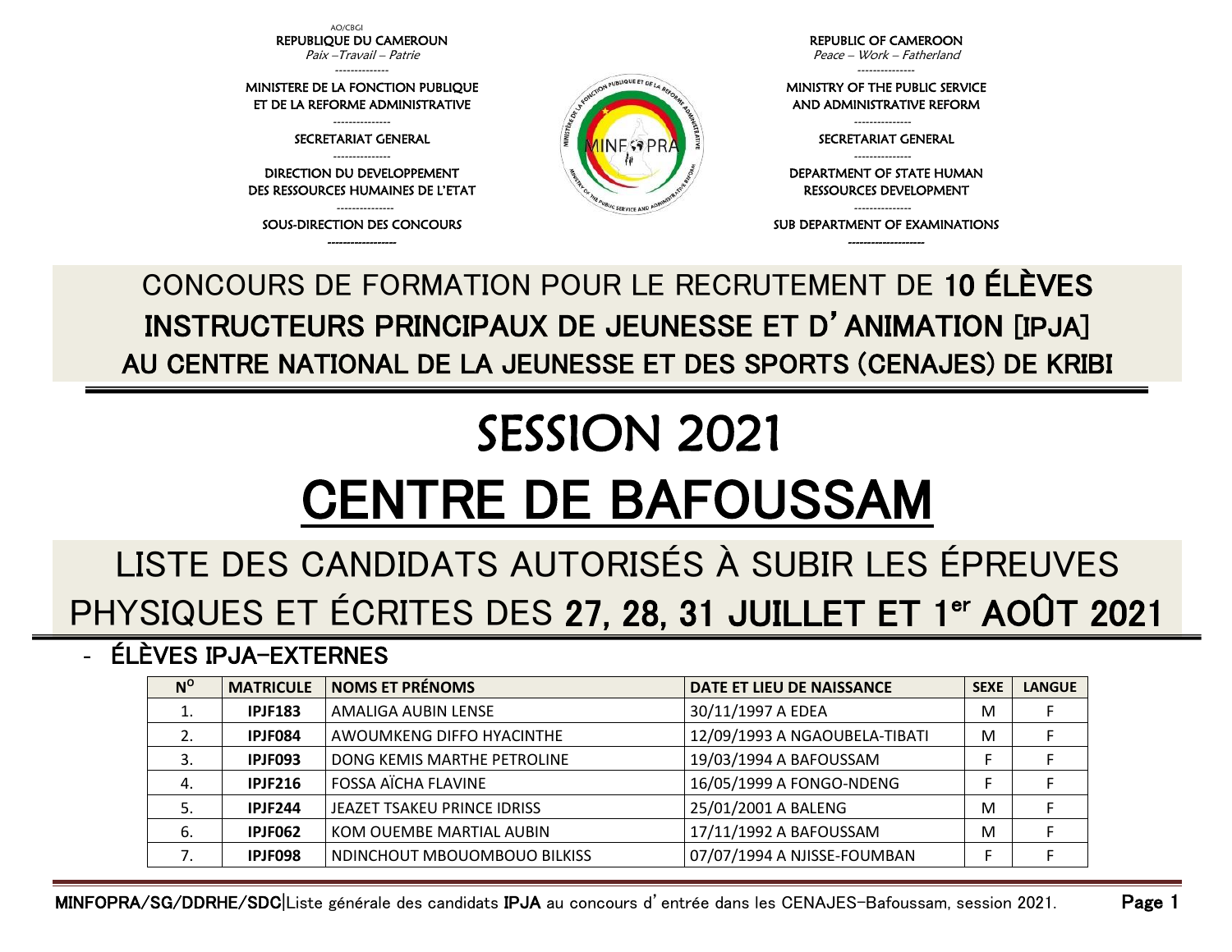AO/CBGI

REPUBLIQUE DU CAMEROUN
*Paix –Travail – Patrie*

MINISTERE DE LA FONCTION PUBLIQUE ET DE LA REFORME ADMINISTRATIVE

SECRETARIAT GENERAL

DIRECTION DU DEVELOPPEMENT DES RESSOURCES HUMAINES DE L'ETAT

SOUS-DIRECTION DES CONCOURS

REPUBLIC OF CAMEROON
*Peace – Work – Fatherland*

MINISTRY OF THE PUBLIC SERVICE AND ADMINISTRATIVE REFORM

SECRETARIAT GENERAL

DEPARTMENT OF STATE HUMAN RESSOURCES DEVELOPMENT

SUB DEPARTMENT OF EXAMINATIONS

## CONCOURS DE FORMATION POUR LE RECRUTEMENT DE **10 ÉLÈVES INSTRUCTEURS PRINCIPAUX DE JEUNESSE ET D'ANIMATION [IPJA] AU CENTRE NATIONAL DE LA JEUNESSE ET DES SPORTS (CENAJES) DE KRIBI**

# SESSION 2021

# CENTRE DE BAFOUSSAM

## LISTE DES CANDIDATS AUTORISÉS À SUBIR LES ÉPREUVES PHYSIQUES ET ÉCRITES DES **27, 28, 31 JUILLET ET 1er AOÛT 2021**

- **ÉLÈVES IPJA-EXTERNES**

| N° | MATRICULE | NOMS ET PRÉNOMS | DATE ET LIEU DE NAISSANCE | SEXE | LANGUE |
|---|---|---|---|---|---|
| 1. | **IPJF183** | AMALIGA AUBIN LENSE | 30/11/1997 A EDEA | M | F |
| 2. | **IPJF084** | AWOUMKENG DIFFO HYACINTHE | 12/09/1993 A NGAOUBELA-TIBATI | M | F |
| 3. | **IPJF093** | DONG KEMIS MARTHE PETROLINE | 19/03/1994 A BAFOUSSAM | F | F |
| 4. | **IPJF216** | FOSSA AÏCHA FLAVINE | 16/05/1999 A FONGO-NDENG | F | F |
| 5. | **IPJF244** | JEAZET TSAKEU PRINCE IDRISS | 25/01/2001 A BALENG | M | F |
| 6. | **IPJF062** | KOM OUEMBE MARTIAL AUBIN | 17/11/1992 A BAFOUSSAM | M | F |
| 7. | **IPJF098** | NDINCHOUT MBOUOMBOUO BILKISS | 07/07/1994 A NJISSE-FOUMBAN | F | F |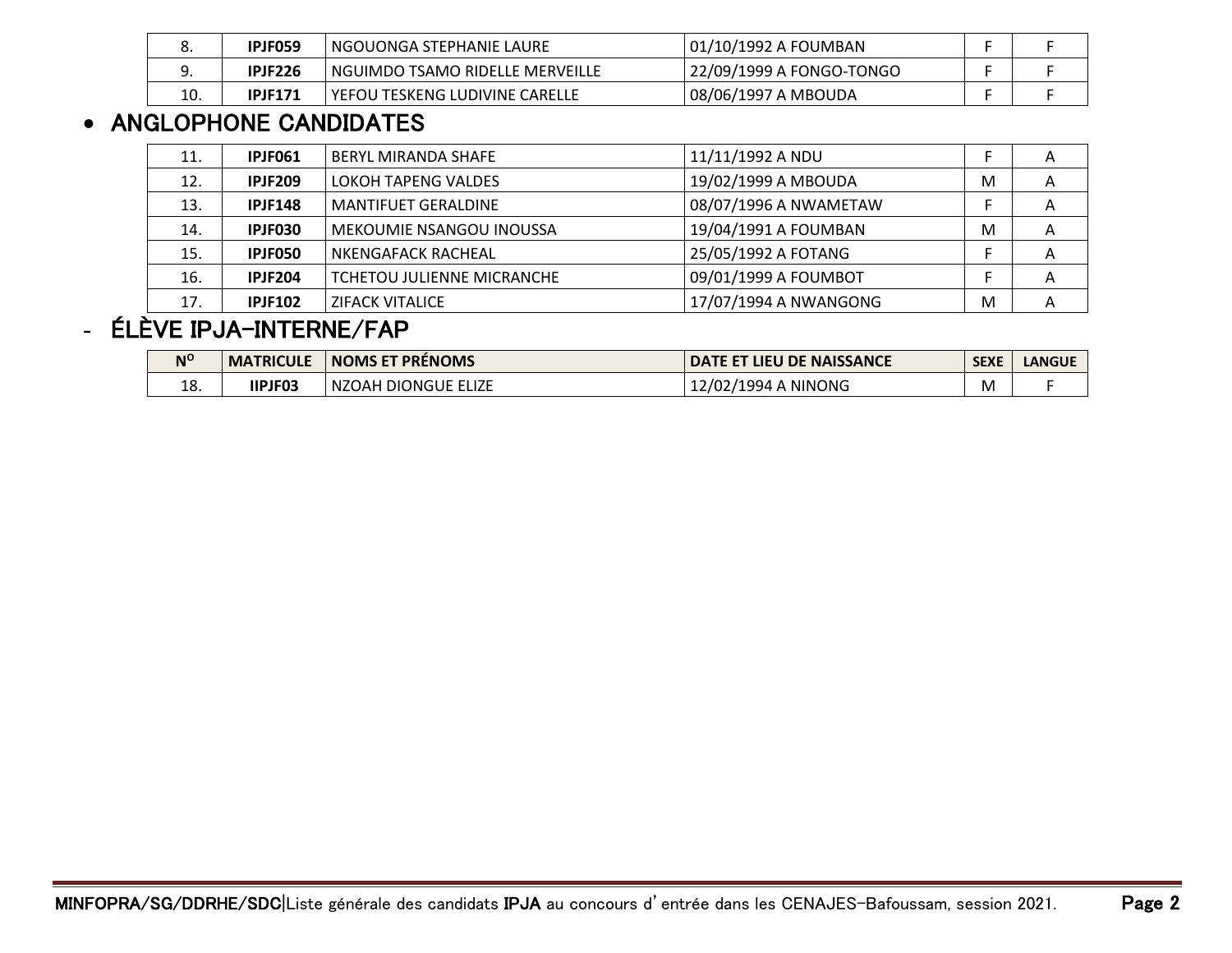| | | | | | |
|---|---|---|---|---|---|
| 8. | **IPJF059** | NGOUONGA STEPHANIE LAURE | 01/10/1992 A FOUMBAN | F | F |
| 9. | **IPJF226** | NGUIMDO TSAMO RIDELLE MERVEILLE | 22/09/1999 A FONGO-TONGO | F | F |
| 10. | **IPJF171** | YEFOU TESKENG LUDIVINE CARELLE | 08/06/1997 A MBOUDA | F | F |

- **ANGLOPHONE CANDIDATES**

| | | | | | |
|---|---|---|---|---|---|
| 11. | **IPJF061** | BERYL MIRANDA SHAFE | 11/11/1992 A NDU | F | A |
| 12. | **IPJF209** | LOKOH TAPENG VALDES | 19/02/1999 A MBOUDA | M | A |
| 13. | **IPJF148** | MANTIFUET GERALDINE | 08/07/1996 A NWAMETAW | F | A |
| 14. | **IPJF030** | MEKOUMIE NSANGOU INOUSSA | 19/04/1991 A FOUMBAN | M | A |
| 15. | **IPJF050** | NKENGAFACK RACHEAL | 25/05/1992 A FOTANG | F | A |
| 16. | **IPJF204** | TCHETOU JULIENNE MICRANCHE | 09/01/1999 A FOUMBOT | F | A |
| 17. | **IPJF102** | ZIFACK VITALICE | 17/07/1994 A NWANGONG | M | A |

## - ÉLÈVE IPJA-INTERNE/FAP

| N° | MATRICULE | NOMS ET PRÉNOMS | DATE ET LIEU DE NAISSANCE | SEXE | LANGUE |
|---|---|---|---|---|---|
| 18. | **IIPJF03** | NZOAH DIONGUE ELIZE | 12/02/1994 A NINONG | M | F |